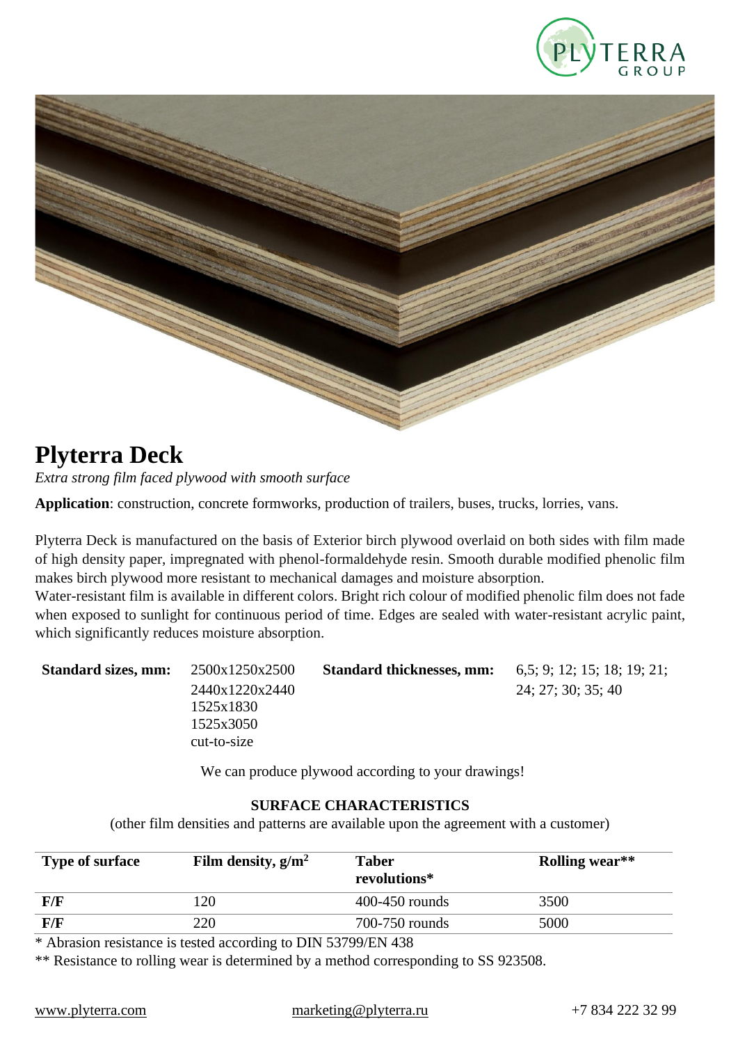# Plyterra Deck

*Extra strong film faced plywood with smooth surface*

**Application**: construction, concrete formworks, production of trailers, buses, trucks, lorries, vans.

Plyterra Deck is manufactured on the basis of Exterior birch plywood overlaid on both sides with film made of high density paper, impregnated with phenol-formaldehyde resin. Smooth durable modified phenolic film makes birch plywood more resistant to mechanical damages and moisture absorption.
Water-resistant film is available in different colors. Bright rich colour of modified phenolic film does not fade when exposed to sunlight for continuous period of time. Edges are sealed with water-resistant acrylic paint, which significantly reduces moisture absorption.

**Standard sizes, mm:** 2500x1250x2500, 2440x1220x2440, 1525x1830, 1525x3050, cut-to-size

**Standard thicknesses, mm:** 6,5; 9; 12; 15; 18; 19; 21; 24; 27; 30; 35; 40

We can produce plywood according to your drawings!

**SURFACE CHARACTERISTICS**

(other film densities and patterns are available upon the agreement with a customer)

| Type of surface | Film density, g/m$^2$ | Taber revolutions* | Rolling wear** |
|---|---|---|---|
| **F/F** | 120 | 400-450 rounds | 3500 |
| **F/F** | 220 | 700-750 rounds | 5000 |

\* Abrasion resistance is tested according to DIN 53799/EN 438

** Resistance to rolling wear is determined by a method corresponding to SS 923508.

www.plyterra.com marketing@plyterra.ru +7 834 222 32 99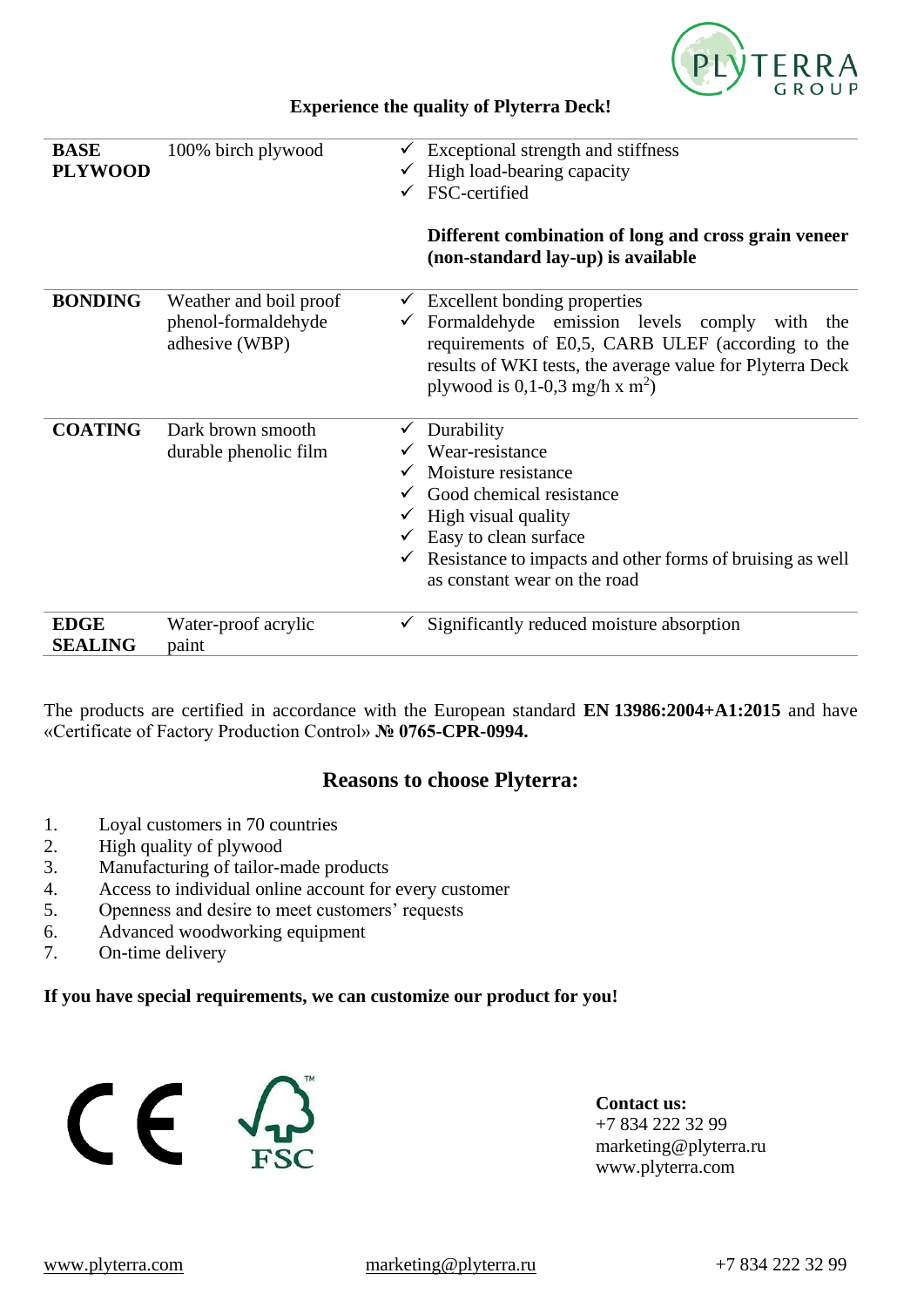**Experience the quality of Plyterra Deck!**

| | | |
|---|---|---|
| **BASE PLYWOOD** | 100% birch plywood | ✓ Exceptional strength and stiffness<br>✓ High load-bearing capacity<br>✓ FSC-certified<br><br>**Different combination of long and cross grain veneer (non-standard lay-up) is available** |
| **BONDING** | Weather and boil proof phenol-formaldehyde adhesive (WBP) | ✓ Excellent bonding properties<br>✓ Formaldehyde emission levels comply with the requirements of E0,5, CARB ULEF (according to the results of WKI tests, the average value for Plyterra Deck plywood is 0,1-0,3 mg/h x $m^2$) |
| **COATING** | Dark brown smooth durable phenolic film | ✓ Durability<br>✓ Wear-resistance<br>✓ Moisture resistance<br>✓ Good chemical resistance<br>✓ High visual quality<br>✓ Easy to clean surface<br>✓ Resistance to impacts and other forms of bruising as well as constant wear on the road |
| **EDGE SEALING** | Water-proof acrylic paint | ✓ Significantly reduced moisture absorption |

The products are certified in accordance with the European standard **EN 13986:2004+A1:2015** and have «Certificate of Factory Production Control» **№ 0765-CPR-0994.**

## Reasons to choose Plyterra:

1. Loyal customers in 70 countries
2. High quality of plywood
3. Manufacturing of tailor-made products
4. Access to individual online account for every customer
5. Openness and desire to meet customers' requests
6. Advanced woodworking equipment
7. On-time delivery

**If you have special requirements, we can customize our product for you!**

**Contact us:**
+7 834 222 32 99
marketing@plyterra.ru
www.plyterra.com